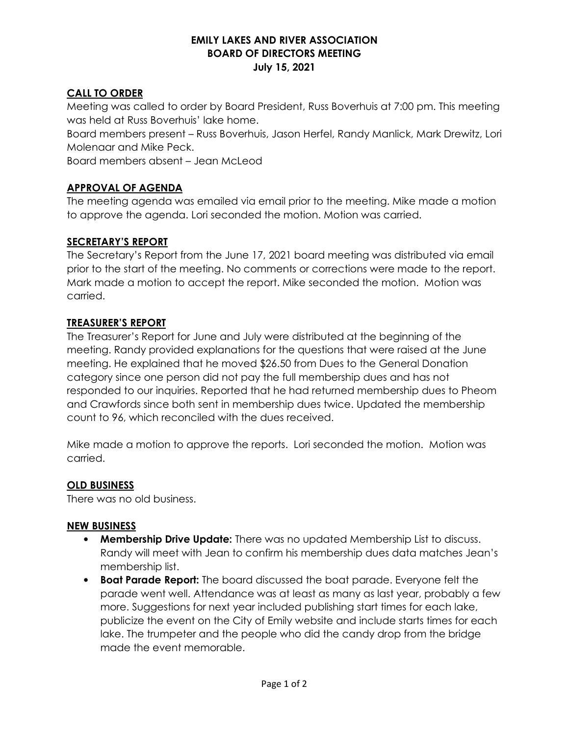# EMILY LAKES AND RIVER ASSOCIATION
## BOARD OF DIRECTORS MEETING
### July 15, 2021

**CALL TO ORDER**

Meeting was called to order by Board President, Russ Boverhuis at 7:00 pm. This meeting was held at Russ Boverhuis' lake home.

Board members present – Russ Boverhuis, Jason Herfel, Randy Manlick, Mark Drewitz, Lori Molenaar and Mike Peck.

Board members absent – Jean McLeod

**APPROVAL OF AGENDA**

The meeting agenda was emailed via email prior to the meeting. Mike made a motion to approve the agenda. Lori seconded the motion. Motion was carried.

**SECRETARY'S REPORT**

The Secretary's Report from the June 17, 2021 board meeting was distributed via email prior to the start of the meeting. No comments or corrections were made to the report. Mark made a motion to accept the report. Mike seconded the motion. Motion was carried.

**TREASURER'S REPORT**

The Treasurer's Report for June and July were distributed at the beginning of the meeting. Randy provided explanations for the questions that were raised at the June meeting. He explained that he moved $26.50 from Dues to the General Donation category since one person did not pay the full membership dues and has not responded to our inquiries. Reported that he had returned membership dues to Pheom and Crawfords since both sent in membership dues twice. Updated the membership count to 96, which reconciled with the dues received.

Mike made a motion to approve the reports. Lori seconded the motion. Motion was carried.

**OLD BUSINESS**

There was no old business.

**NEW BUSINESS**

- **Membership Drive Update:** There was no updated Membership List to discuss. Randy will meet with Jean to confirm his membership dues data matches Jean's membership list.
- **Boat Parade Report:** The board discussed the boat parade. Everyone felt the parade went well. Attendance was at least as many as last year, probably a few more. Suggestions for next year included publishing start times for each lake, publicize the event on the City of Emily website and include starts times for each lake. The trumpeter and the people who did the candy drop from the bridge made the event memorable.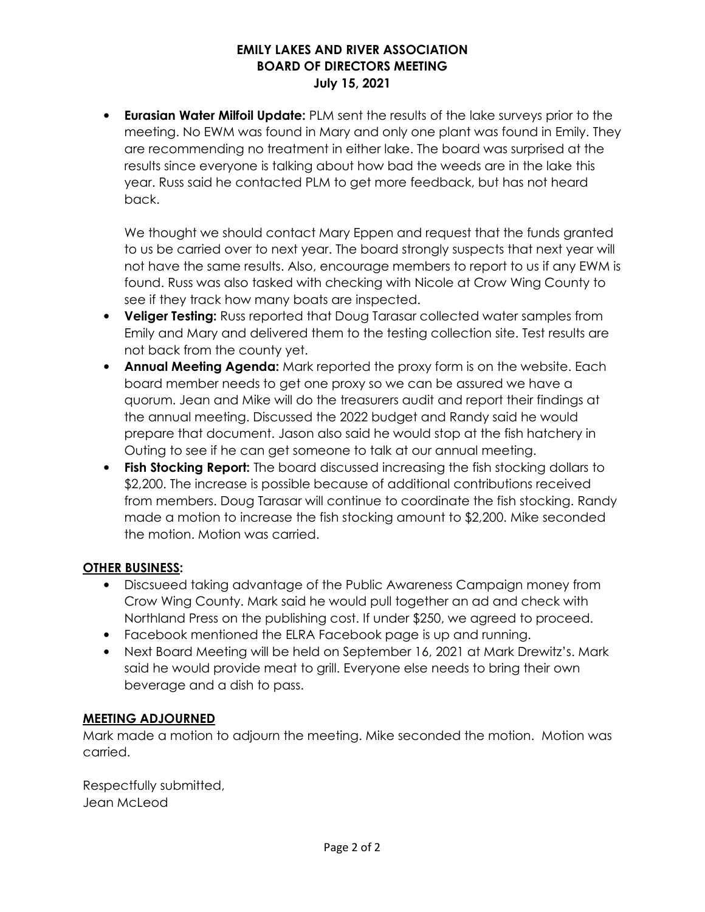**EMILY LAKES AND RIVER ASSOCIATION**
**BOARD OF DIRECTORS MEETING**
**July 15, 2021**

- **Eurasian Water Milfoil Update:** PLM sent the results of the lake surveys prior to the meeting. No EWM was found in Mary and only one plant was found in Emily. They are recommending no treatment in either lake. The board was surprised at the results since everyone is talking about how bad the weeds are in the lake this year. Russ said he contacted PLM to get more feedback, but has not heard back.

  We thought we should contact Mary Eppen and request that the funds granted to us be carried over to next year. The board strongly suspects that next year will not have the same results. Also, encourage members to report to us if any EWM is found. Russ was also tasked with checking with Nicole at Crow Wing County to see if they track how many boats are inspected.
- **Veliger Testing:** Russ reported that Doug Tarasar collected water samples from Emily and Mary and delivered them to the testing collection site. Test results are not back from the county yet.
- **Annual Meeting Agenda:** Mark reported the proxy form is on the website. Each board member needs to get one proxy so we can be assured we have a quorum. Jean and Mike will do the treasurers audit and report their findings at the annual meeting. Discussed the 2022 budget and Randy said he would prepare that document. Jason also said he would stop at the fish hatchery in Outing to see if he can get someone to talk at our annual meeting.
- **Fish Stocking Report:** The board discussed increasing the fish stocking dollars to $2,200. The increase is possible because of additional contributions received from members. Doug Tarasar will continue to coordinate the fish stocking. Randy made a motion to increase the fish stocking amount to $2,200. Mike seconded the motion. Motion was carried.

## **OTHER BUSINESS:**

- Discsueed taking advantage of the Public Awareness Campaign money from Crow Wing County. Mark said he would pull together an ad and check with Northland Press on the publishing cost. If under $250, we agreed to proceed.
- Facebook mentioned the ELRA Facebook page is up and running.
- Next Board Meeting will be held on September 16, 2021 at Mark Drewitz's. Mark said he would provide meat to grill. Everyone else needs to bring their own beverage and a dish to pass.

## **MEETING ADJOURNED**

Mark made a motion to adjourn the meeting. Mike seconded the motion. Motion was carried.

Respectfully submitted,
Jean McLeod